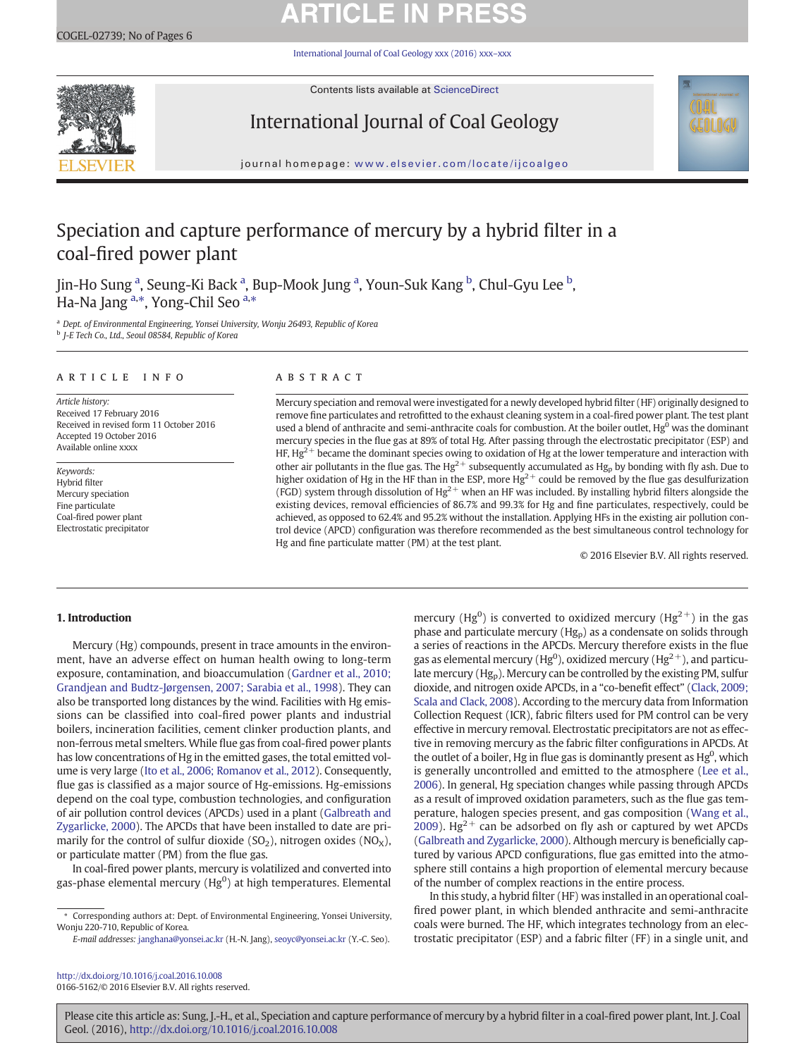# Speciation and capture performance of mercury by a hybrid filter in a coal-fired power plant

Jin-Ho Sung [a], Seung-Ki Back [a], Bup-Mook Jung [a], Youn-Suk Kang [b], Chul-Gyu Lee [b], Ha-Na Jang [a,*], Yong-Chil Seo [a,*]

[a] Dept. of Environmental Engineering, Yonsei University, Wonju 26493, Republic of Korea
[b] J-E Tech Co., Ltd., Seoul 08584, Republic of Korea

## ARTICLE INFO

*Article history:*
Received 17 February 2016
Received in revised form 11 October 2016
Accepted 19 October 2016
Available online xxxx

*Keywords:*
Hybrid filter
Mercury speciation
Fine particulate
Coal-fired power plant
Electrostatic precipitator

## ABSTRACT

Mercury speciation and removal were investigated for a newly developed hybrid filter (HF) originally designed to remove fine particulates and retrofitted to the exhaust cleaning system in a coal-fired power plant. The test plant used a blend of anthracite and semi-anthracite coals for combustion. At the boiler outlet, $Hg^0$ was the dominant mercury species in the flue gas at 89% of total Hg. After passing through the electrostatic precipitator (ESP) and HF, $Hg^{2+}$ became the dominant species owing to oxidation of Hg at the lower temperature and interaction with other air pollutants in the flue gas. The $Hg^{2+}$ subsequently accumulated as $Hg_p$ by bonding with fly ash. Due to higher oxidation of Hg in the HF than in the ESP, more $Hg^{2+}$ could be removed by the flue gas desulfurization (FGD) system through dissolution of $Hg^{2+}$ when an HF was included. By installing hybrid filters alongside the existing devices, removal efficiencies of 86.7% and 99.3% for Hg and fine particulates, respectively, could be achieved, as opposed to 62.4% and 95.2% without the installation. Applying HFs in the existing air pollution control device (APCD) configuration was therefore recommended as the best simultaneous control technology for Hg and fine particulate matter (PM) at the test plant.

© 2016 Elsevier B.V. All rights reserved.

## 1. Introduction

Mercury (Hg) compounds, present in trace amounts in the environment, have an adverse effect on human health owing to long-term exposure, contamination, and bioaccumulation (Gardner et al., 2010; Grandjean and Budtz-Jørgensen, 2007; Sarabia et al., 1998). They can also be transported long distances by the wind. Facilities with Hg emissions can be classified into coal-fired power plants and industrial boilers, incineration facilities, cement clinker production plants, and non-ferrous metal smelters. While flue gas from coal-fired power plants has low concentrations of Hg in the emitted gases, the total emitted volume is very large (Ito et al., 2006; Romanov et al., 2012). Consequently, flue gas is classified as a major source of Hg-emissions. Hg-emissions depend on the coal type, combustion technologies, and configuration of air pollution control devices (APCDs) used in a plant (Galbreath and Zygarlicke, 2000). The APCDs that have been installed to date are primarily for the control of sulfur dioxide ($SO_2$), nitrogen oxides ($NO_X$), or particulate matter (PM) from the flue gas.

In coal-fired power plants, mercury is volatilized and converted into gas-phase elemental mercury ($Hg^0$) at high temperatures. Elemental mercury ($Hg^0$) is converted to oxidized mercury ($Hg^{2+}$) in the gas phase and particulate mercury ($Hg_p$) as a condensate on solids through a series of reactions in the APCDs. Mercury therefore exists in the flue gas as elemental mercury ($Hg^0$), oxidized mercury ($Hg^{2+}$), and particulate mercury ($Hg_p$). Mercury can be controlled by the existing PM, sulfur dioxide, and nitrogen oxide APCDs, in a "co-benefit effect" (Clack, 2009; Scala and Clack, 2008). According to the mercury data from Information Collection Request (ICR), fabric filters used for PM control can be very effective in mercury removal. Electrostatic precipitators are not as effective in removing mercury as the fabric filter configurations in APCDs. At the outlet of a boiler, Hg in flue gas is dominantly present as $Hg^0$, which is generally uncontrolled and emitted to the atmosphere (Lee et al., 2006). In general, Hg speciation changes while passing through APCDs as a result of improved oxidation parameters, such as the flue gas temperature, halogen species present, and gas composition (Wang et al., 2009). $Hg^{2+}$ can be adsorbed on fly ash or captured by wet APCDs (Galbreath and Zygarlicke, 2000). Although mercury is beneficially captured by various APCD configurations, flue gas emitted into the atmosphere still contains a high proportion of elemental mercury because of the number of complex reactions in the entire process.

In this study, a hybrid filter (HF) was installed in an operational coal-fired power plant, in which blended anthracite and semi-anthracite coals were burned. The HF, which integrates technology from an electrostatic precipitator (ESP) and a fabric filter (FF) in a single unit, and

\* Corresponding authors at: Dept. of Environmental Engineering, Yonsei University, Wonju 220-710, Republic of Korea.
*E-mail addresses:* janghana@yonsei.ac.kr (H.-N. Jang), seoyc@yonsei.ac.kr (Y.-C. Seo).

http://dx.doi.org/10.1016/j.coal.2016.10.008
0166-5162/© 2016 Elsevier B.V. All rights reserved.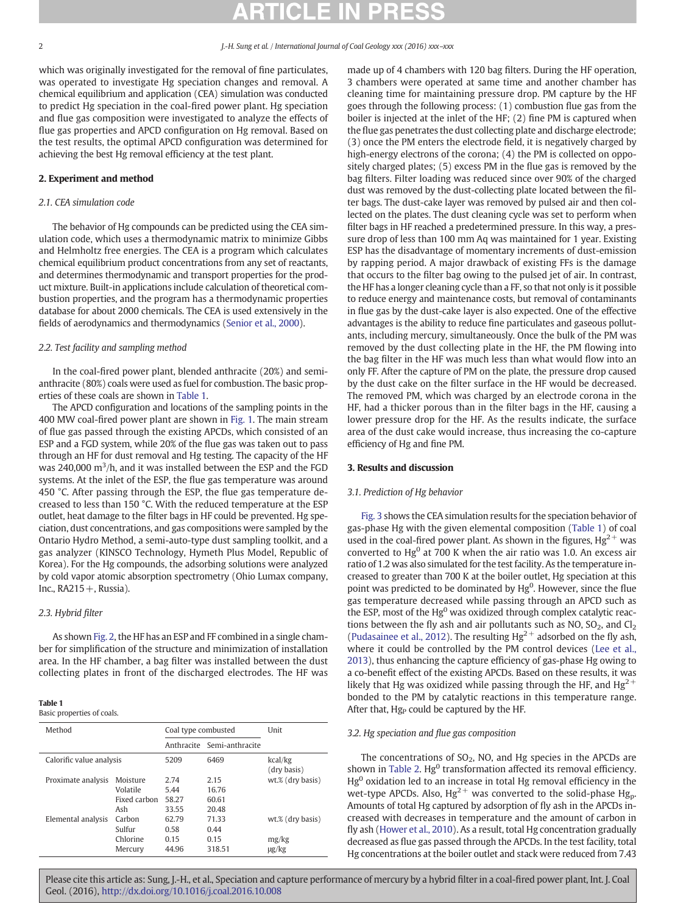which was originally investigated for the removal of fine particulates, was operated to investigate Hg speciation changes and removal. A chemical equilibrium and application (CEA) simulation was conducted to predict Hg speciation in the coal-fired power plant. Hg speciation and flue gas composition were investigated to analyze the effects of flue gas properties and APCD configuration on Hg removal. Based on the test results, the optimal APCD configuration was determined for achieving the best Hg removal efficiency at the test plant.

## 2. Experiment and method

### 2.1. CEA simulation code

The behavior of Hg compounds can be predicted using the CEA simulation code, which uses a thermodynamic matrix to minimize Gibbs and Helmholtz free energies. The CEA is a program which calculates chemical equilibrium product concentrations from any set of reactants, and determines thermodynamic and transport properties for the product mixture. Built-in applications include calculation of theoretical combustion properties, and the program has a thermodynamic properties database for about 2000 chemicals. The CEA is used extensively in the fields of aerodynamics and thermodynamics (Senior et al., 2000).

### 2.2. Test facility and sampling method

In the coal-fired power plant, blended anthracite (20%) and semi-anthracite (80%) coals were used as fuel for combustion. The basic properties of these coals are shown in Table 1.

The APCD configuration and locations of the sampling points in the 400 MW coal-fired power plant are shown in Fig. 1. The main stream of flue gas passed through the existing APCDs, which consisted of an ESP and a FGD system, while 20% of the flue gas was taken out to pass through an HF for dust removal and Hg testing. The capacity of the HF was 240,000 $m^3$/h, and it was installed between the ESP and the FGD systems. At the inlet of the ESP, the flue gas temperature was around 450 °C. After passing through the ESP, the flue gas temperature decreased to less than 150 °C. With the reduced temperature at the ESP outlet, heat damage to the filter bags in HF could be prevented. Hg speciation, dust concentrations, and gas compositions were sampled by the Ontario Hydro Method, a semi-auto-type dust sampling toolkit, and a gas analyzer (KINSCO Technology, Wenphit Plus Model, Republic of Korea). For the Hg compounds, the adsorbing solutions were analyzed by cold vapor atomic absorption spectrometry (Ohio Lumax company, Inc., RA215+, Russia).

### 2.3. Hybrid filter

As shown Fig. 2, the HF has an ESP and FF combined in a single chamber for simplification of the structure and minimization of installation area. In the HF chamber, a bag filter was installed between the dust collecting plates in front of the discharged electrodes. The HF was made up of 4 chambers with 120 bag filters. During the HF operation, 3 chambers were operated at same time and another chamber has cleaning time for maintaining pressure drop. PM capture by the HF goes through the following process: (1) combustion flue gas from the boiler is injected at the inlet of the HF; (2) fine PM is captured when the flue gas penetrates the dust collecting plate and discharge electrode; (3) once the PM enters the electrode field, it is negatively charged by high-energy electrons of the corona; (4) the PM is collected on oppositely charged plates; (5) excess PM in the flue gas is removed by the bag filters. Filter loading was reduced since over 90% of the charged dust was removed by the dust-collecting plate located between the filter bags. The dust-cake layer was removed by pulsed air and then collected on the plates. The dust cleaning cycle was set to perform when filter bags in HF reached a predetermined pressure. In this way, a pressure drop of less than 100 mm Aq was maintained for 1 year. Existing ESP has the disadvantage of momentary increments of dust-emission by rapping period. A major drawback of existing FFs is the damage that occurs to the filter bag owing to the pulsed jet of air. In contrast, the HF has a longer cleaning cycle than a FF, so that not only is it possible to reduce energy and maintenance costs, but removal of contaminants in flue gas by the dust-cake layer is also expected. One of the effective advantages is the ability to reduce fine particulates and gaseous pollutants, including mercury, simultaneously. Once the bulk of the PM was removed by the dust collecting plate in the HF, the PM flowing into the bag filter in the HF was much less than what would flow into an only FF. After the capture of PM on the plate, the pressure drop caused by the dust cake on the filter surface in the HF would be decreased. The removed PM, which was charged by an electrode corona in the HF, had a thicker porous than in the filter bags in the HF, causing a lower pressure drop for the HF. As the results indicate, the surface area of the dust cake would increase, thus increasing the co-capture efficiency of Hg and fine PM.

**Table 1**
Basic properties of coals.

| Method | | Coal type combusted | | Unit |
|---|---|---|---|---|
| | | Anthracite | Semi-anthracite | |
| Calorific value analysis | | 5209 | 6469 | kcal/kg (dry basis) |
| Proximate analysis | Moisture | 2.74 | 2.15 | wt.% (dry basis) |
| | Volatile | 5.44 | 16.76 | |
| | Fixed carbon | 58.27 | 60.61 | |
| | Ash | 33.55 | 20.48 | |
| Elemental analysis | Carbon | 62.79 | 71.33 | wt.% (dry basis) |
| | Sulfur | 0.58 | 0.44 | |
| | Chlorine | 0.15 | 0.15 | mg/kg |
| | Mercury | 44.96 | 318.51 | μg/kg |

## 3. Results and discussion

### 3.1. Prediction of Hg behavior

Fig. 3 shows the CEA simulation results for the speciation behavior of gas-phase Hg with the given elemental composition (Table 1) of coal used in the coal-fired power plant. As shown in the figures, $Hg^{2+}$ was converted to $Hg^0$ at 700 K when the air ratio was 1.0. An excess air ratio of 1.2 was also simulated for the test facility. As the temperature increased to greater than 700 K at the boiler outlet, Hg speciation at this point was predicted to be dominated by $Hg^0$. However, since the flue gas temperature decreased while passing through an APCD such as the ESP, most of the $Hg^0$ was oxidized through complex catalytic reactions between the fly ash and air pollutants such as NO, $SO_2$, and $Cl_2$ (Pudasainee et al., 2012). The resulting $Hg^{2+}$ adsorbed on the fly ash, where it could be controlled by the PM control devices (Lee et al., 2013), thus enhancing the capture efficiency of gas-phase Hg owing to a co-benefit effect of the existing APCDs. Based on these results, it was likely that Hg was oxidized while passing through the HF, and $Hg^{2+}$ bonded to the PM by catalytic reactions in this temperature range. After that, $Hg_P$ could be captured by the HF.

### 3.2. Hg speciation and flue gas composition

The concentrations of $SO_2$, NO, and Hg species in the APCDs are shown in Table 2. $Hg^0$ transformation affected its removal efficiency. $Hg^0$ oxidation led to an increase in total Hg removal efficiency in the wet-type APCDs. Also, $Hg^{2+}$ was converted to the solid-phase $Hg_p$. Amounts of total Hg captured by adsorption of fly ash in the APCDs increased with decreases in temperature and the amount of carbon in fly ash (Hower et al., 2010). As a result, total Hg concentration gradually decreased as flue gas passed through the APCDs. In the test facility, total Hg concentrations at the boiler outlet and stack were reduced from 7.43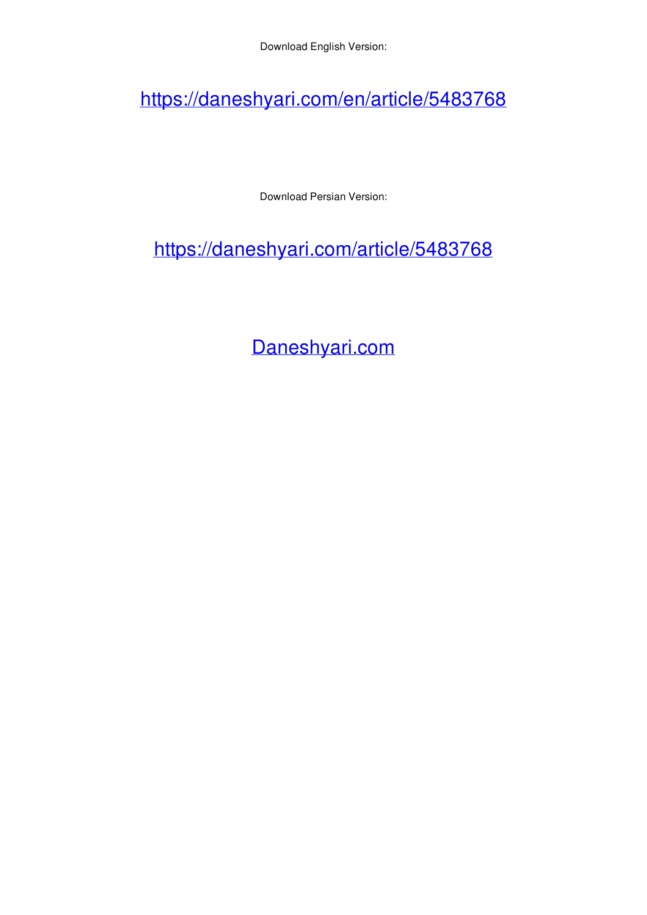Download English Version:

https://daneshyari.com/en/article/5483768

Download Persian Version:

https://daneshyari.com/article/5483768

Daneshyari.com